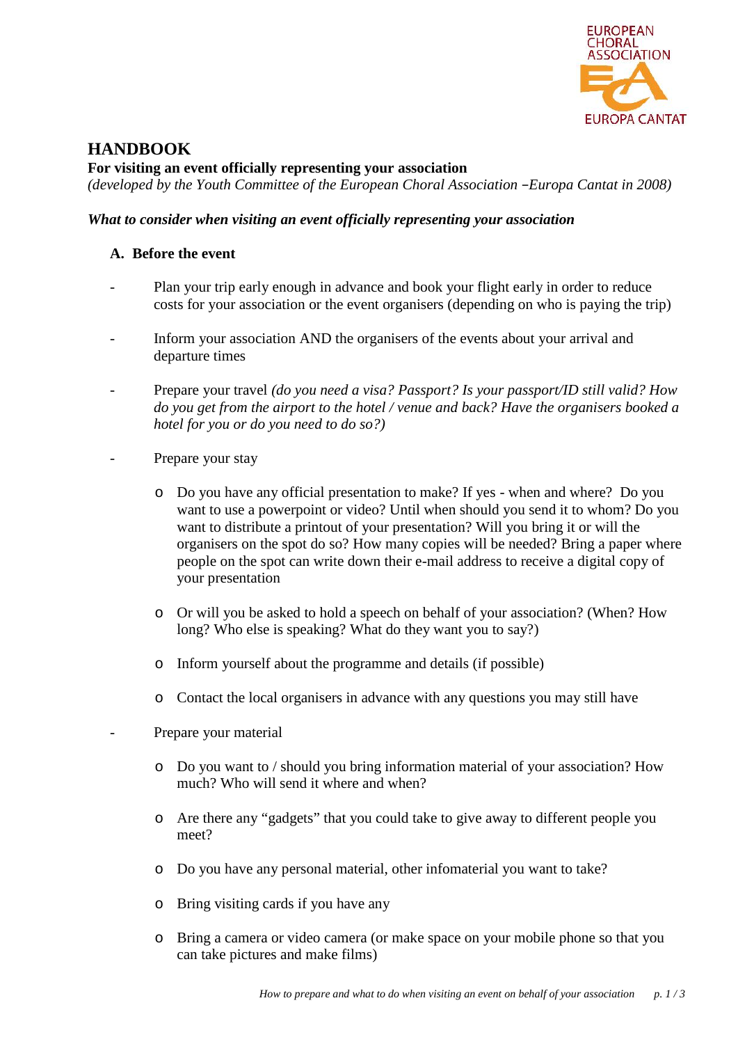# HANDBOOK

**For visiting an event officially representing your association**

*(developed by the Youth Committee of the European Choral Association –Europa Cantat in 2008)*

***What to consider when visiting an event officially representing your association***

## A. Before the event

- Plan your trip early enough in advance and book your flight early in order to reduce costs for your association or the event organisers (depending on who is paying the trip)

- Inform your association AND the organisers of the events about your arrival and departure times

- Prepare your travel *(do you need a visa? Passport? Is your passport/ID still valid? How do you get from the airport to the hotel / venue and back? Have the organisers booked a hotel for you or do you need to do so?)*

- Prepare your stay

  - Do you have any official presentation to make? If yes - when and where? Do you want to use a powerpoint or video? Until when should you send it to whom? Do you want to distribute a printout of your presentation? Will you bring it or will the organisers on the spot do so? How many copies will be needed? Bring a paper where people on the spot can write down their e-mail address to receive a digital copy of your presentation

  - Or will you be asked to hold a speech on behalf of your association? (When? How long? Who else is speaking? What do they want you to say?)

  - Inform yourself about the programme and details (if possible)

  - Contact the local organisers in advance with any questions you may still have

- Prepare your material

  - Do you want to / should you bring information material of your association? How much? Who will send it where and when?

  - Are there any “gadgets” that you could take to give away to different people you meet?

  - Do you have any personal material, other infomaterial you want to take?

  - Bring visiting cards if you have any

  - Bring a camera or video camera (or make space on your mobile phone so that you can take pictures and make films)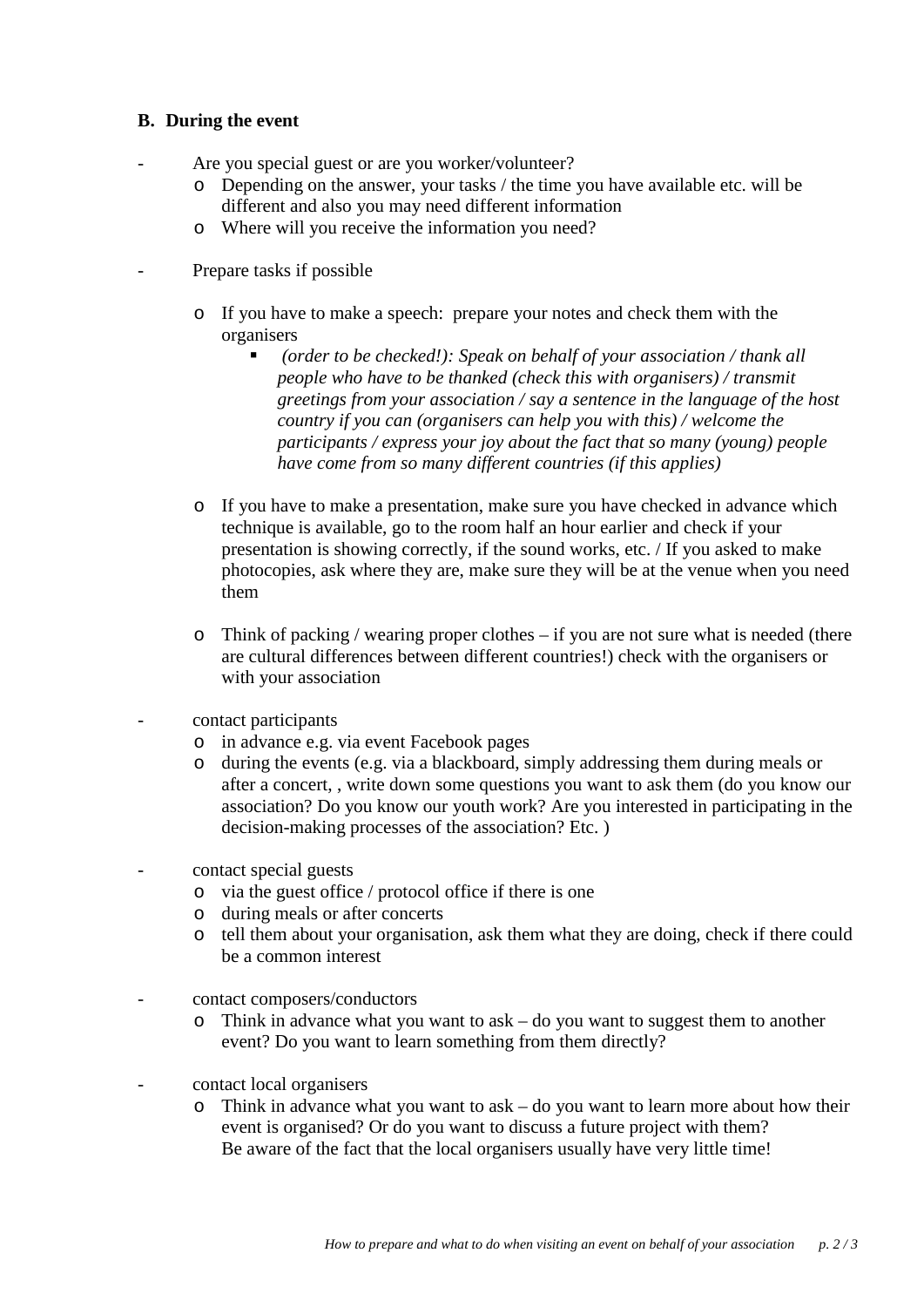### B. During the event

- Are you special guest or are you worker/volunteer?
  - Depending on the answer, your tasks / the time you have available etc. will be different and also you may need different information
  - Where will you receive the information you need?

- Prepare tasks if possible

  - If you have to make a speech: prepare your notes and check them with the organisers
    - *(order to be checked!): Speak on behalf of your association / thank all people who have to be thanked (check this with organisers) / transmit greetings from your association / say a sentence in the language of the host country if you can (organisers can help you with this) / welcome the participants / express your joy about the fact that so many (young) people have come from so many different countries (if this applies)*

  - If you have to make a presentation, make sure you have checked in advance which technique is available, go to the room half an hour earlier and check if your presentation is showing correctly, if the sound works, etc. / If you asked to make photocopies, ask where they are, make sure they will be at the venue when you need them

  - Think of packing / wearing proper clothes – if you are not sure what is needed (there are cultural differences between different countries!) check with the organisers or with your association

- contact participants
  - in advance e.g. via event Facebook pages
  - during the events (e.g. via a blackboard, simply addressing them during meals or after a concert, , write down some questions you want to ask them (do you know our association? Do you know our youth work? Are you interested in participating in the decision-making processes of the association? Etc. )

- contact special guests
  - via the guest office / protocol office if there is one
  - during meals or after concerts
  - tell them about your organisation, ask them what they are doing, check if there could be a common interest

- contact composers/conductors
  - Think in advance what you want to ask – do you want to suggest them to another event? Do you want to learn something from them directly?

- contact local organisers
  - Think in advance what you want to ask – do you want to learn more about how their event is organised? Or do you want to discuss a future project with them?
    Be aware of the fact that the local organisers usually have very little time!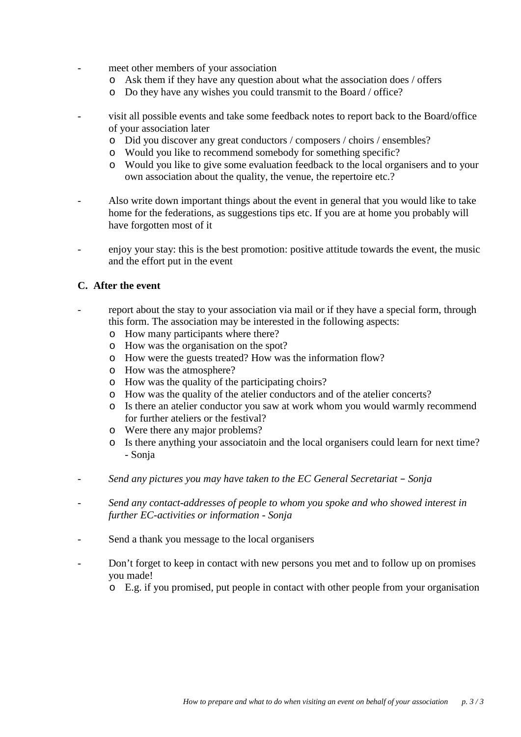- meet other members of your association
  - Ask them if they have any question about what the association does / offers
  - Do they have any wishes you could transmit to the Board / office?

- visit all possible events and take some feedback notes to report back to the Board/office of your association later
  - Did you discover any great conductors / composers / choirs / ensembles?
  - Would you like to recommend somebody for something specific?
  - Would you like to give some evaluation feedback to the local organisers and to your own association about the quality, the venue, the repertoire etc.?

- Also write down important things about the event in general that you would like to take home for the federations, as suggestions tips etc. If you are at home you probably will have forgotten most of it

- enjoy your stay: this is the best promotion: positive attitude towards the event, the music and the effort put in the event

### C. After the event

- report about the stay to your association via mail or if they have a special form, through this form. The association may be interested in the following aspects:
  - How many participants where there?
  - How was the organisation on the spot?
  - How were the guests treated? How was the information flow?
  - How was the atmosphere?
  - How was the quality of the participating choirs?
  - How was the quality of the atelier conductors and of the atelier concerts?
  - Is there an atelier conductor you saw at work whom you would warmly recommend for further ateliers or the festival?
  - Were there any major problems?
  - Is there anything your associatoin and the local organisers could learn for next time? - Sonja

- *Send any pictures you may have taken to the EC General Secretariat – Sonja*

- *Send any contact-addresses of people to whom you spoke and who showed interest in further EC-activities or information - Sonja*

- Send a thank you message to the local organisers

- Don't forget to keep in contact with new persons you met and to follow up on promises you made!
  - E.g. if you promised, put people in contact with other people from your organisation